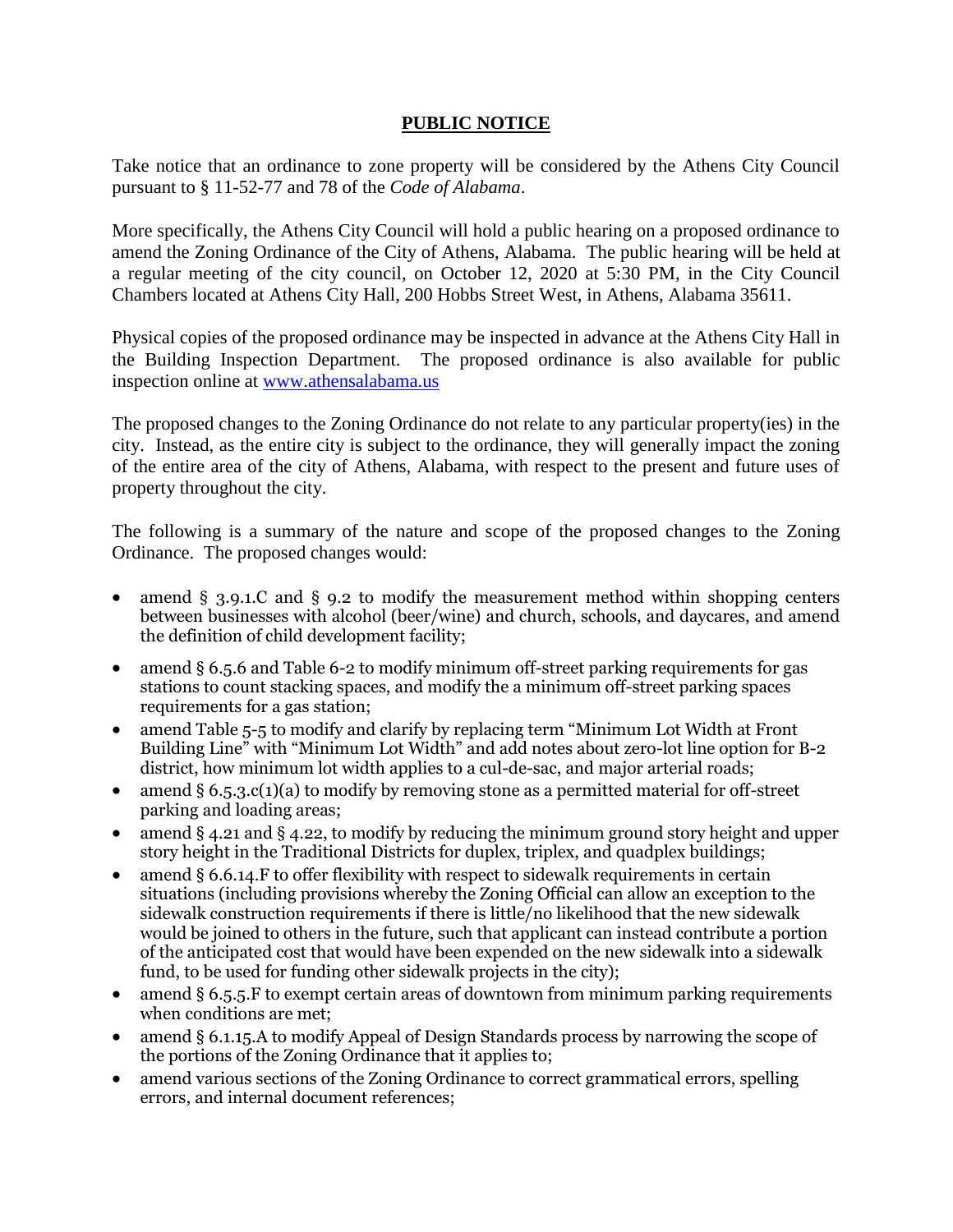# PUBLIC NOTICE

Take notice that an ordinance to zone property will be considered by the Athens City Council pursuant to § 11-52-77 and 78 of the *Code of Alabama*.

More specifically, the Athens City Council will hold a public hearing on a proposed ordinance to amend the Zoning Ordinance of the City of Athens, Alabama. The public hearing will be held at a regular meeting of the city council, on October 12, 2020 at 5:30 PM, in the City Council Chambers located at Athens City Hall, 200 Hobbs Street West, in Athens, Alabama 35611.

Physical copies of the proposed ordinance may be inspected in advance at the Athens City Hall in the Building Inspection Department. The proposed ordinance is also available for public inspection online at www.athensalabama.us

The proposed changes to the Zoning Ordinance do not relate to any particular property(ies) in the city. Instead, as the entire city is subject to the ordinance, they will generally impact the zoning of the entire area of the city of Athens, Alabama, with respect to the present and future uses of property throughout the city.

The following is a summary of the nature and scope of the proposed changes to the Zoning Ordinance. The proposed changes would:

- amend § 3.9.1.C and § 9.2 to modify the measurement method within shopping centers between businesses with alcohol (beer/wine) and church, schools, and daycares, and amend the definition of child development facility;
- amend § 6.5.6 and Table 6-2 to modify minimum off-street parking requirements for gas stations to count stacking spaces, and modify the a minimum off-street parking spaces requirements for a gas station;
- amend Table 5-5 to modify and clarify by replacing term "Minimum Lot Width at Front Building Line" with "Minimum Lot Width" and add notes about zero-lot line option for B-2 district, how minimum lot width applies to a cul-de-sac, and major arterial roads;
- amend § 6.5.3.c(1)(a) to modify by removing stone as a permitted material for off-street parking and loading areas;
- amend § 4.21 and § 4.22, to modify by reducing the minimum ground story height and upper story height in the Traditional Districts for duplex, triplex, and quadplex buildings;
- amend § 6.6.14.F to offer flexibility with respect to sidewalk requirements in certain situations (including provisions whereby the Zoning Official can allow an exception to the sidewalk construction requirements if there is little/no likelihood that the new sidewalk would be joined to others in the future, such that applicant can instead contribute a portion of the anticipated cost that would have been expended on the new sidewalk into a sidewalk fund, to be used for funding other sidewalk projects in the city);
- amend § 6.5.5.F to exempt certain areas of downtown from minimum parking requirements when conditions are met;
- amend § 6.1.15.A to modify Appeal of Design Standards process by narrowing the scope of the portions of the Zoning Ordinance that it applies to;
- amend various sections of the Zoning Ordinance to correct grammatical errors, spelling errors, and internal document references;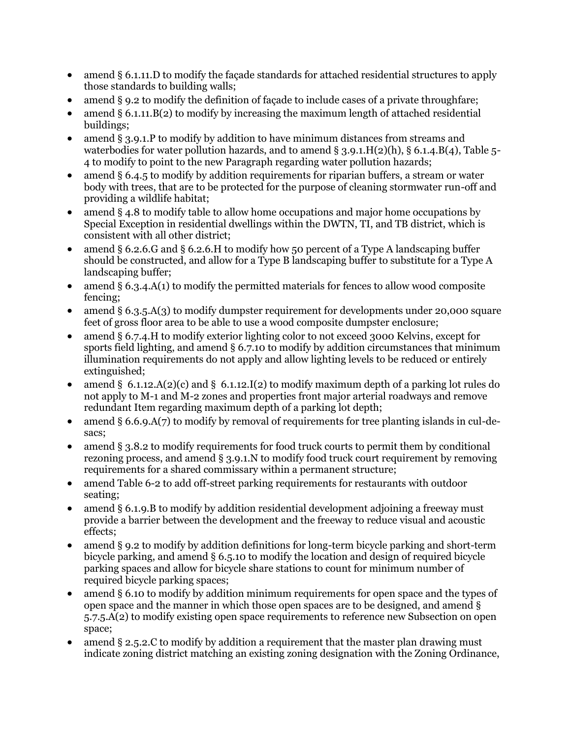- amend § 6.1.11.D to modify the façade standards for attached residential structures to apply those standards to building walls;
- amend § 9.2 to modify the definition of façade to include cases of a private throughfare;
- amend § 6.1.11.B(2) to modify by increasing the maximum length of attached residential buildings;
- amend § 3.9.1.P to modify by addition to have minimum distances from streams and waterbodies for water pollution hazards, and to amend § 3.9.1.H(2)(h), § 6.1.4.B(4), Table 5-4 to modify to point to the new Paragraph regarding water pollution hazards;
- amend § 6.4.5 to modify by addition requirements for riparian buffers, a stream or water body with trees, that are to be protected for the purpose of cleaning stormwater run-off and providing a wildlife habitat;
- amend § 4.8 to modify table to allow home occupations and major home occupations by Special Exception in residential dwellings within the DWTN, TI, and TB district, which is consistent with all other district;
- amend § 6.2.6.G and § 6.2.6.H to modify how 50 percent of a Type A landscaping buffer should be constructed, and allow for a Type B landscaping buffer to substitute for a Type A landscaping buffer;
- amend § 6.3.4.A(1) to modify the permitted materials for fences to allow wood composite fencing;
- amend § 6.3.5.A(3) to modify dumpster requirement for developments under 20,000 square feet of gross floor area to be able to use a wood composite dumpster enclosure;
- amend § 6.7.4.H to modify exterior lighting color to not exceed 3000 Kelvins, except for sports field lighting, and amend § 6.7.10 to modify by addition circumstances that minimum illumination requirements do not apply and allow lighting levels to be reduced or entirely extinguished;
- amend § 6.1.12.A(2)(c) and § 6.1.12.I(2) to modify maximum depth of a parking lot rules do not apply to M-1 and M-2 zones and properties front major arterial roadways and remove redundant Item regarding maximum depth of a parking lot depth;
- amend § 6.6.9.A(7) to modify by removal of requirements for tree planting islands in cul-de-sacs;
- amend § 3.8.2 to modify requirements for food truck courts to permit them by conditional rezoning process, and amend § 3.9.1.N to modify food truck court requirement by removing requirements for a shared commissary within a permanent structure;
- amend Table 6-2 to add off-street parking requirements for restaurants with outdoor seating;
- amend § 6.1.9.B to modify by addition residential development adjoining a freeway must provide a barrier between the development and the freeway to reduce visual and acoustic effects;
- amend § 9.2 to modify by addition definitions for long-term bicycle parking and short-term bicycle parking, and amend § 6.5.10 to modify the location and design of required bicycle parking spaces and allow for bicycle share stations to count for minimum number of required bicycle parking spaces;
- amend § 6.10 to modify by addition minimum requirements for open space and the types of open space and the manner in which those open spaces are to be designed, and amend § 5.7.5.A(2) to modify existing open space requirements to reference new Subsection on open space;
- amend § 2.5.2.C to modify by addition a requirement that the master plan drawing must indicate zoning district matching an existing zoning designation with the Zoning Ordinance,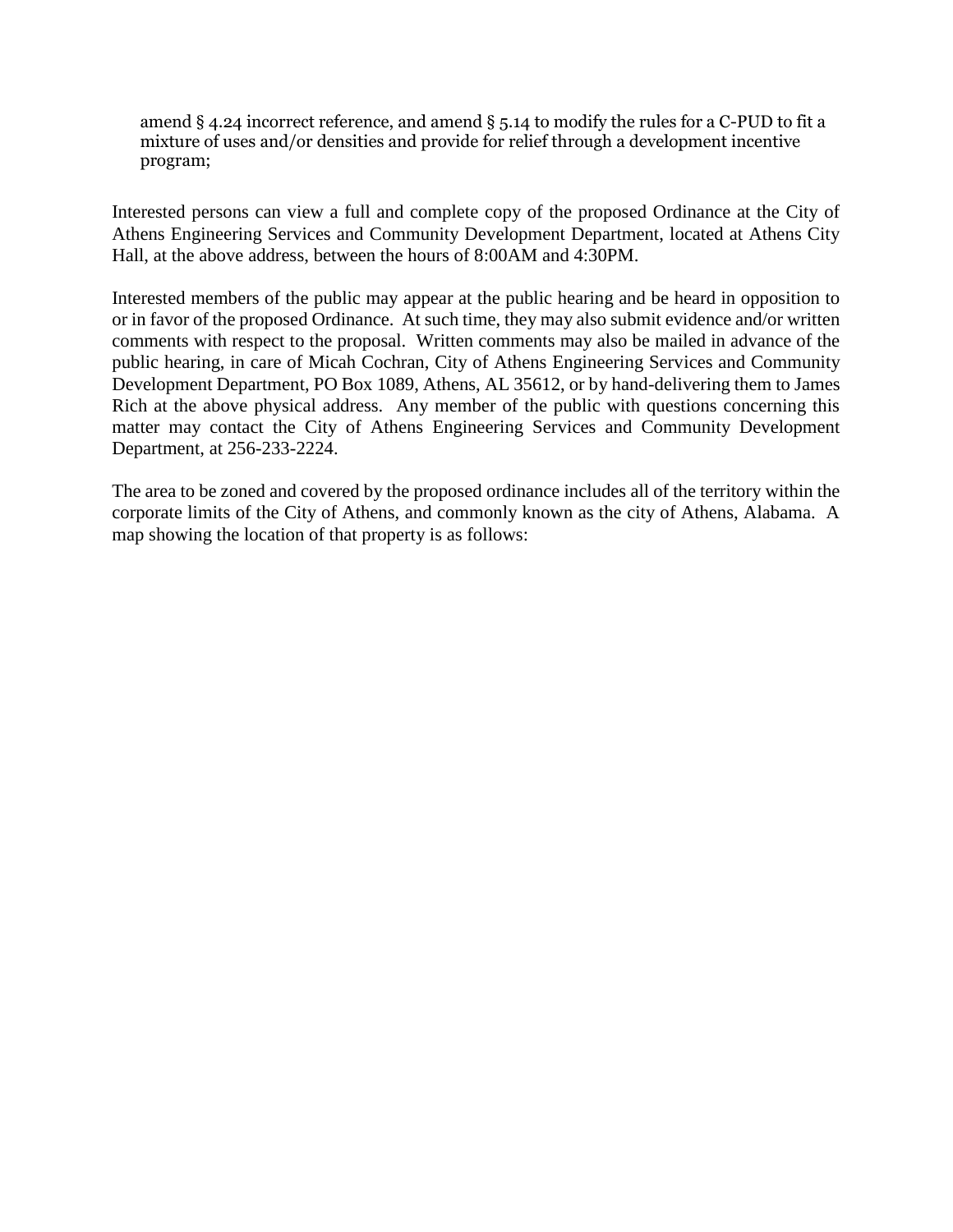amend § 4.24 incorrect reference, and amend § 5.14 to modify the rules for a C-PUD to fit a mixture of uses and/or densities and provide for relief through a development incentive program;

Interested persons can view a full and complete copy of the proposed Ordinance at the City of Athens Engineering Services and Community Development Department, located at Athens City Hall, at the above address, between the hours of 8:00AM and 4:30PM.

Interested members of the public may appear at the public hearing and be heard in opposition to or in favor of the proposed Ordinance. At such time, they may also submit evidence and/or written comments with respect to the proposal. Written comments may also be mailed in advance of the public hearing, in care of Micah Cochran, City of Athens Engineering Services and Community Development Department, PO Box 1089, Athens, AL 35612, or by hand-delivering them to James Rich at the above physical address. Any member of the public with questions concerning this matter may contact the City of Athens Engineering Services and Community Development Department, at 256-233-2224.

The area to be zoned and covered by the proposed ordinance includes all of the territory within the corporate limits of the City of Athens, and commonly known as the city of Athens, Alabama. A map showing the location of that property is as follows: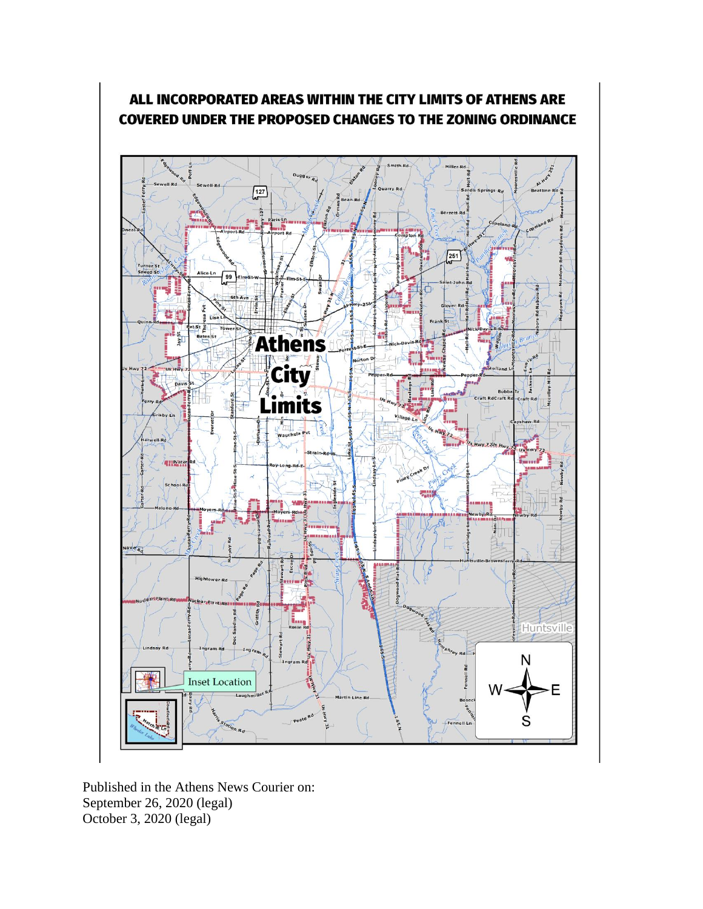**ALL INCORPORATED AREAS WITHIN THE CITY LIMITS OF ATHENS ARE COVERED UNDER THE PROPOSED CHANGES TO THE ZONING ORDINANCE**

Published in the Athens News Courier on:
September 26, 2020 (legal)
October 3, 2020 (legal)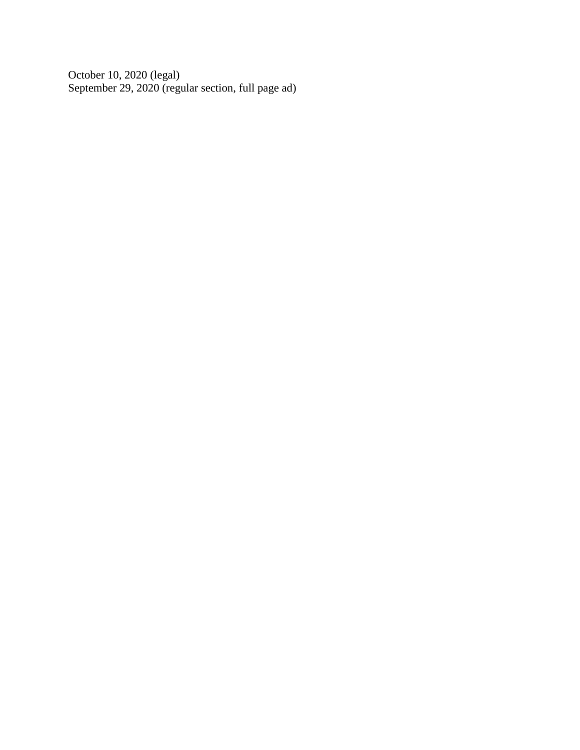October 10, 2020 (legal)
September 29, 2020 (regular section, full page ad)